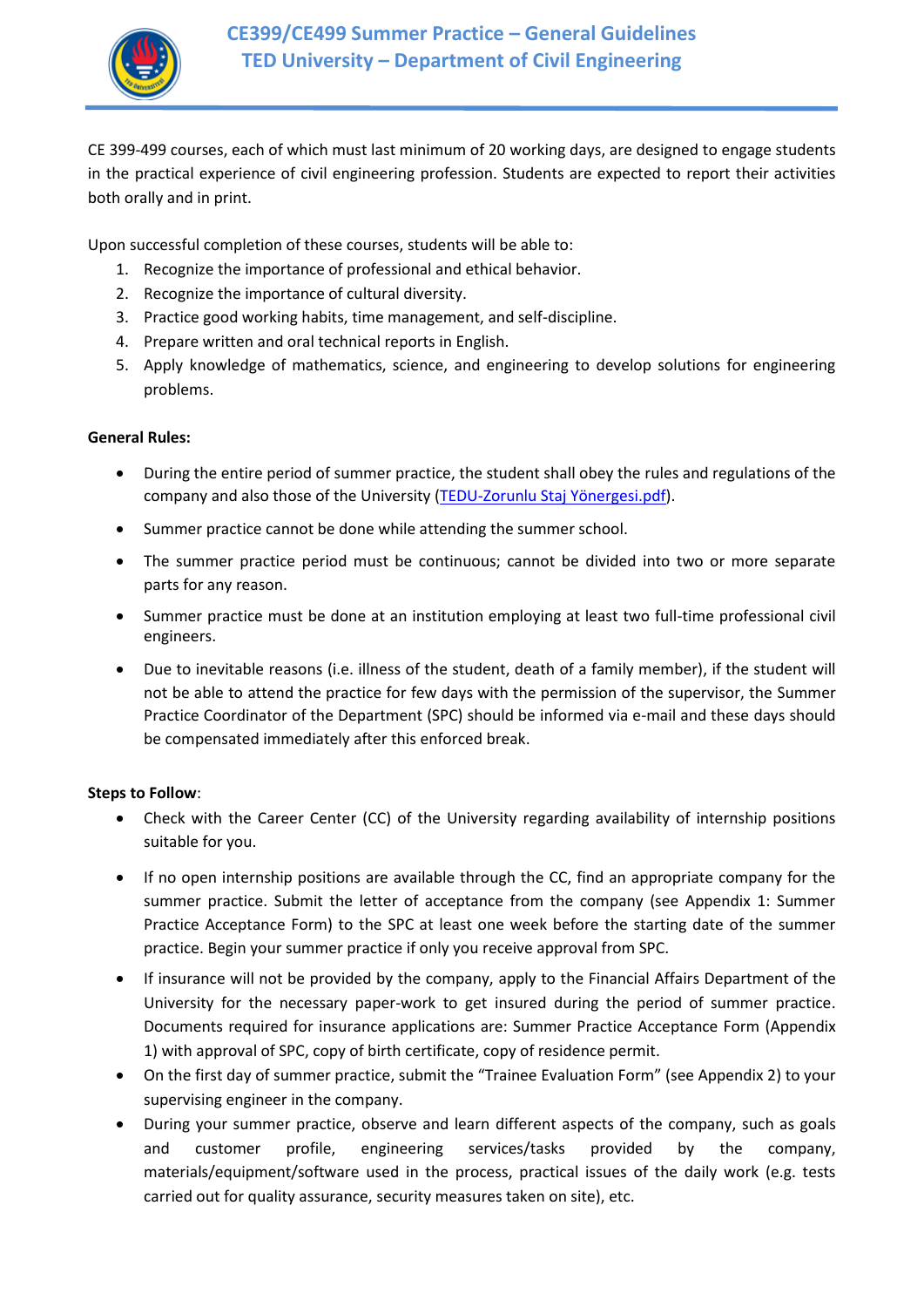# CE399/CE499 Summer Practice – General Guidelines
## TED University – Department of Civil Engineering

CE 399-499 courses, each of which must last minimum of 20 working days, are designed to engage students in the practical experience of civil engineering profession. Students are expected to report their activities both orally and in print.

Upon successful completion of these courses, students will be able to:

1. Recognize the importance of professional and ethical behavior.
2. Recognize the importance of cultural diversity.
3. Practice good working habits, time management, and self-discipline.
4. Prepare written and oral technical reports in English.
5. Apply knowledge of mathematics, science, and engineering to develop solutions for engineering problems.

**General Rules:**

- During the entire period of summer practice, the student shall obey the rules and regulations of the company and also those of the University ([TEDU-Zorunlu Staj Yönergesi.pdf](TEDU-Zorunlu Staj Yönergesi.pdf)).
- Summer practice cannot be done while attending the summer school.
- The summer practice period must be continuous; cannot be divided into two or more separate parts for any reason.
- Summer practice must be done at an institution employing at least two full-time professional civil engineers.
- Due to inevitable reasons (i.e. illness of the student, death of a family member), if the student will not be able to attend the practice for few days with the permission of the supervisor, the Summer Practice Coordinator of the Department (SPC) should be informed via e-mail and these days should be compensated immediately after this enforced break.

**Steps to Follow**:

- Check with the Career Center (CC) of the University regarding availability of internship positions suitable for you.
- If no open internship positions are available through the CC, find an appropriate company for the summer practice. Submit the letter of acceptance from the company (see Appendix 1: Summer Practice Acceptance Form) to the SPC at least one week before the starting date of the summer practice. Begin your summer practice if only you receive approval from SPC.
- If insurance will not be provided by the company, apply to the Financial Affairs Department of the University for the necessary paper-work to get insured during the period of summer practice. Documents required for insurance applications are: Summer Practice Acceptance Form (Appendix 1) with approval of SPC, copy of birth certificate, copy of residence permit.
- On the first day of summer practice, submit the "Trainee Evaluation Form" (see Appendix 2) to your supervising engineer in the company.
- During your summer practice, observe and learn different aspects of the company, such as goals and customer profile, engineering services/tasks provided by the company, materials/equipment/software used in the process, practical issues of the daily work (e.g. tests carried out for quality assurance, security measures taken on site), etc.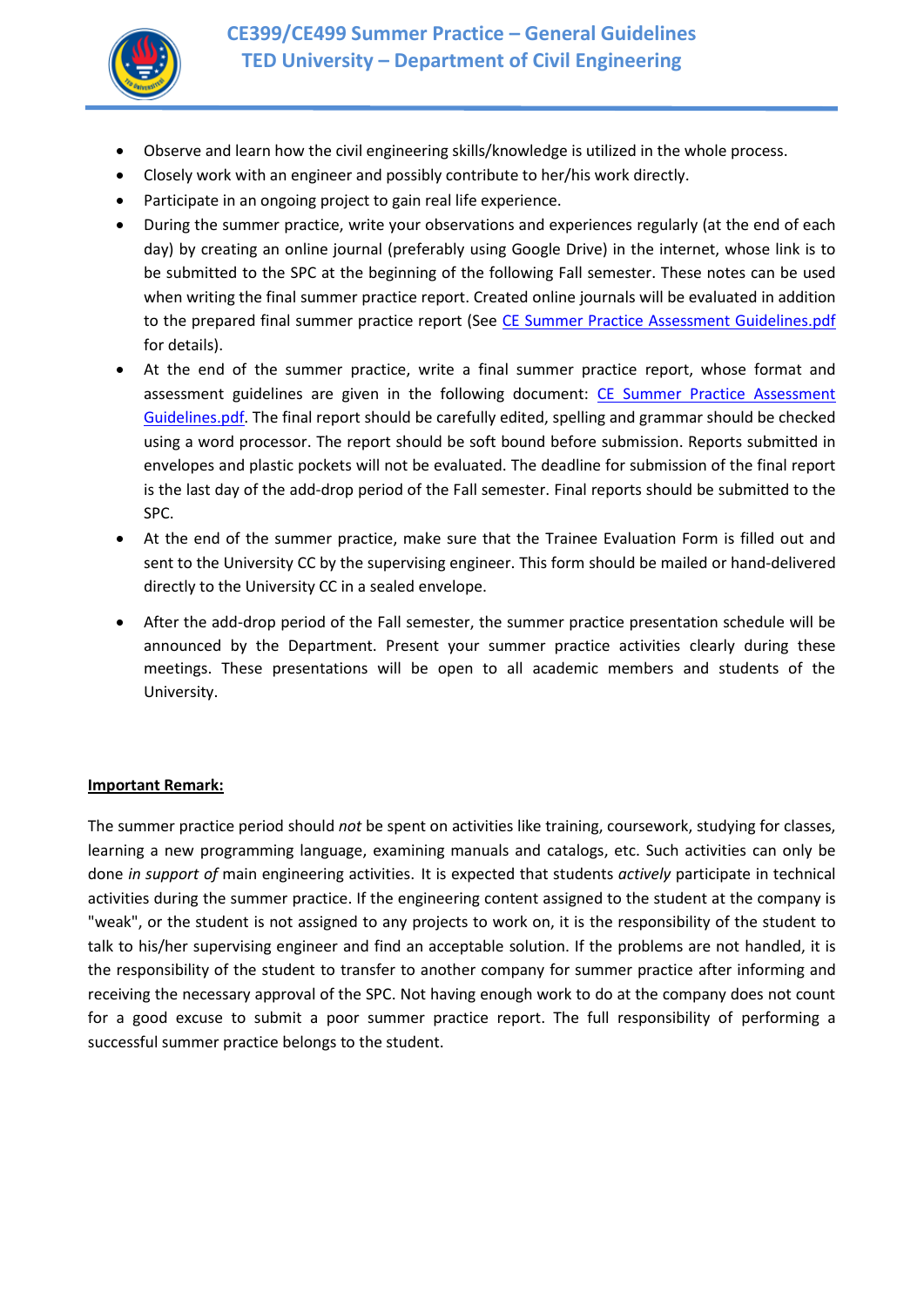- Observe and learn how the civil engineering skills/knowledge is utilized in the whole process.
- Closely work with an engineer and possibly contribute to her/his work directly.
- Participate in an ongoing project to gain real life experience.
- During the summer practice, write your observations and experiences regularly (at the end of each day) by creating an online journal (preferably using Google Drive) in the internet, whose link is to be submitted to the SPC at the beginning of the following Fall semester. These notes can be used when writing the final summer practice report. Created online journals will be evaluated in addition to the prepared final summer practice report (See [CE Summer Practice Assessment Guidelines.pdf]() for details).
- At the end of the summer practice, write a final summer practice report, whose format and assessment guidelines are given in the following document: [CE Summer Practice Assessment Guidelines.pdf](). The final report should be carefully edited, spelling and grammar should be checked using a word processor. The report should be soft bound before submission. Reports submitted in envelopes and plastic pockets will not be evaluated. The deadline for submission of the final report is the last day of the add-drop period of the Fall semester. Final reports should be submitted to the SPC.
- At the end of the summer practice, make sure that the Trainee Evaluation Form is filled out and sent to the University CC by the supervising engineer. This form should be mailed or hand-delivered directly to the University CC in a sealed envelope.
- After the add-drop period of the Fall semester, the summer practice presentation schedule will be announced by the Department. Present your summer practice activities clearly during these meetings. These presentations will be open to all academic members and students of the University.

**Important Remark:**

The summer practice period should *not* be spent on activities like training, coursework, studying for classes, learning a new programming language, examining manuals and catalogs, etc. Such activities can only be done *in support of* main engineering activities. It is expected that students *actively* participate in technical activities during the summer practice. If the engineering content assigned to the student at the company is "weak", or the student is not assigned to any projects to work on, it is the responsibility of the student to talk to his/her supervising engineer and find an acceptable solution. If the problems are not handled, it is the responsibility of the student to transfer to another company for summer practice after informing and receiving the necessary approval of the SPC. Not having enough work to do at the company does not count for a good excuse to submit a poor summer practice report. The full responsibility of performing a successful summer practice belongs to the student.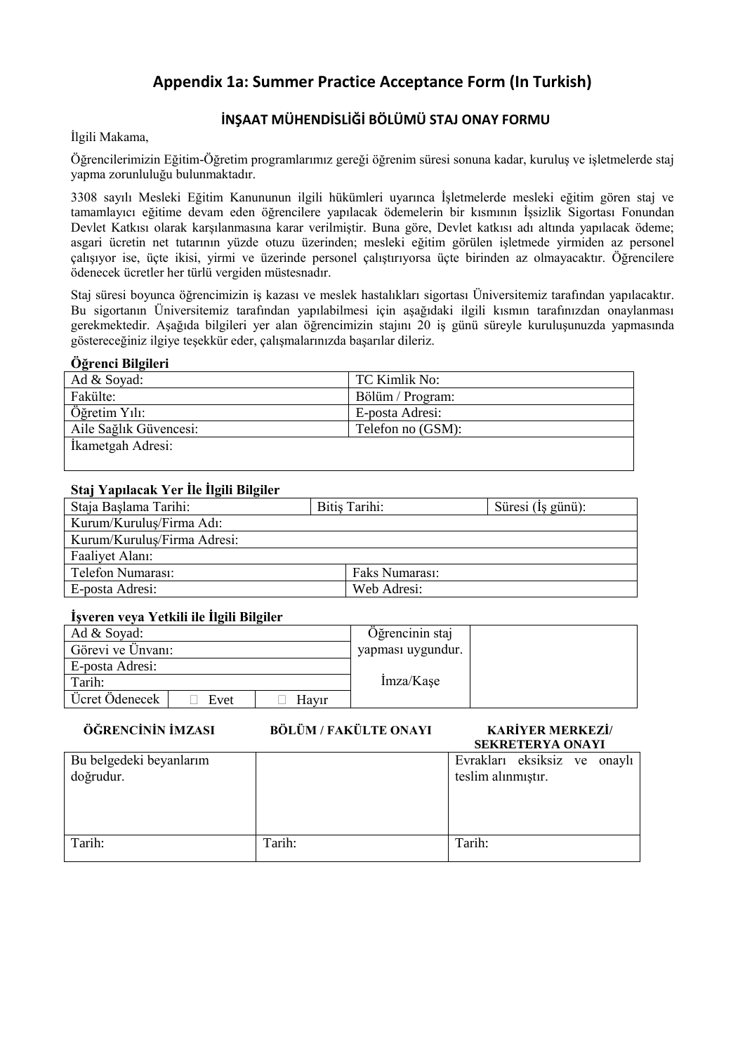## Appendix 1a: Summer Practice Acceptance Form (In Turkish)

### İNŞAAT MÜHENDİSLİĞİ BÖLÜMÜ STAJ ONAY FORMU

İlgili Makama,

Öğrencilerimizin Eğitim-Öğretim programlarımız gereği öğrenim süresi sonuna kadar, kuruluş ve işletmelerde staj yapma zorunluluğu bulunmaktadır.

3308 sayılı Mesleki Eğitim Kanununun ilgili hükümleri uyarınca İşletmelerde mesleki eğitim gören staj ve tamamlayıcı eğitime devam eden öğrencilere yapılacak ödemelerin bir kısmının İşsizlik Sigortası Fonundan Devlet Katkısı olarak karşılanmasına karar verilmiştir. Buna göre, Devlet katkısı adı altında yapılacak ödeme; asgari ücretin net tutarının yüzde otuzu üzerinden; mesleki eğitim görülen işletmede yirmiden az personel çalışıyor ise, üçte ikisi, yirmi ve üzerinde personel çalıştırıyorsa üçte birinden az olmayacaktır. Öğrencilere ödenecek ücretler her türlü vergiden müstesnadır.

Staj süresi boyunca öğrencimizin iş kazası ve meslek hastalıkları sigortası Üniversitemiz tarafından yapılacaktır. Bu sigortanın Üniversitemiz tarafından yapılabilmesi için aşağıdaki ilgili kısmın tarafınızdan onaylanması gerekmektedir. Aşağıda bilgileri yer alan öğrencimizin stajını 20 iş günü süreyle kuruluşunuzda yapmasında göstereceğiniz ilgiye teşekkür eder, çalışmalarınızda başarılar dileriz.

**Öğrenci Bilgileri**

| Ad & Soyad: | TC Kimlik No: |
|---|---|
| Fakülte: | Bölüm / Program: |
| Öğretim Yılı: | E-posta Adresi: |
| Aile Sağlık Güvencesi: | Telefon no (GSM): |
| İkametgah Adresi: | |

**Staj Yapılacak Yer İle İlgili Bilgiler**

| Staja Başlama Tarihi: | Bitiş Tarihi: | Süresi (İş günü): |
|---|---|---|
| Kurum/Kuruluş/Firma Adı: | | |
| Kurum/Kuruluş/Firma Adresi: | | |
| Faaliyet Alanı: | | |
| Telefon Numarası: | Faks Numarası: | |
| E-posta Adresi: | Web Adresi: | |

**İşveren veya Yetkili ile İlgili Bilgiler**

| Ad & Soyad: | | | Öğrencinin staj yapması uygundur. İmza/Kaşe | |
|---|---|---|---|---|
| Görevi ve Ünvanı: | | | | |
| E-posta Adresi: | | | | |
| Tarih: | | | | |
| Ücret Ödenecek | ☐ Evet | ☐ Hayır | | |

| ÖĞRENCİNİN İMZASI | BÖLÜM / FAKÜLTE ONAYI | KARİYER MERKEZİ/ SEKRETERYA ONAYI |
|---|---|---|
| Bu belgedeki beyanlarım doğrudur. | | Evrakları eksiksiz ve onaylı teslim alınmıştır. |
| Tarih: | Tarih: | Tarih: |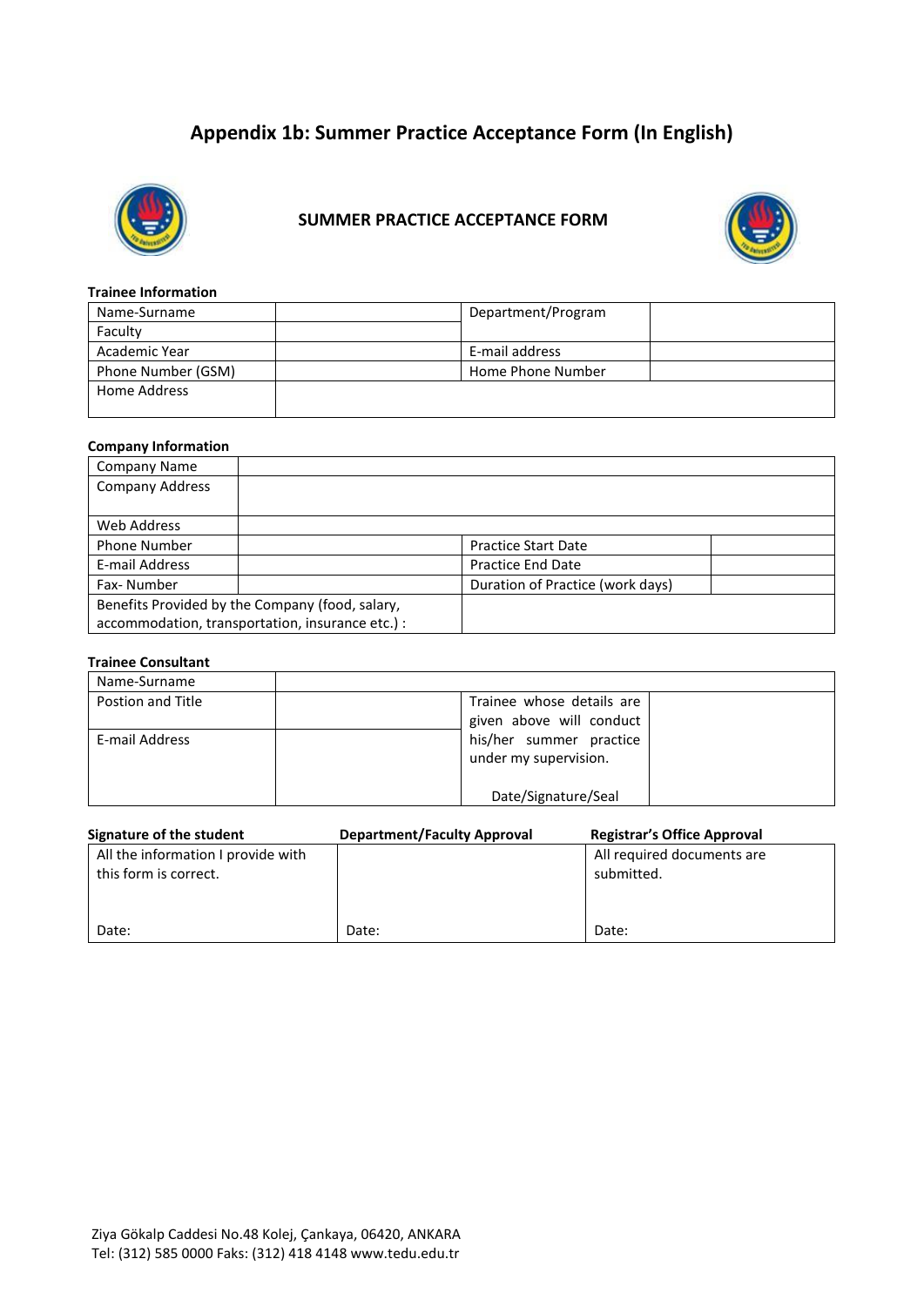# Appendix 1b: Summer Practice Acceptance Form (In English)

## SUMMER PRACTICE ACCEPTANCE FORM

**Trainee Information**

| Name-Surname | | Department/Program | |
|---|---|---|---|
| Faculty | | | |
| Academic Year | | E-mail address | |
| Phone Number (GSM) | | Home Phone Number | |
| Home Address | | | |

**Company Information**

| Company Name | | | |
|---|---|---|---|
| Company Address | | | |
| Web Address | | | |
| Phone Number | | Practice Start Date | |
| E-mail Address | | Practice End Date | |
| Fax- Number | | Duration of Practice (work days) | |
| Benefits Provided by the Company (food, salary, accommodation, transportation, insurance etc.) : | | | |

**Trainee Consultant**

| Name-Surname | | | |
|---|---|---|---|
| Postion and Title | | Trainee whose details are given above will conduct his/her summer practice under my supervision. | |
| E-mail Address | | Date/Signature/Seal | |

| Signature of the student | Department/Faculty Approval | Registrar's Office Approval |
|---|---|---|
| All the information I provide with this form is correct.<br><br>Date: | <br><br>Date: | All required documents are submitted.<br><br>Date: |

Ziya Gökalp Caddesi No.48 Kolej, Çankaya, 06420, ANKARA
Tel: (312) 585 0000 Faks: (312) 418 4148 www.tedu.edu.tr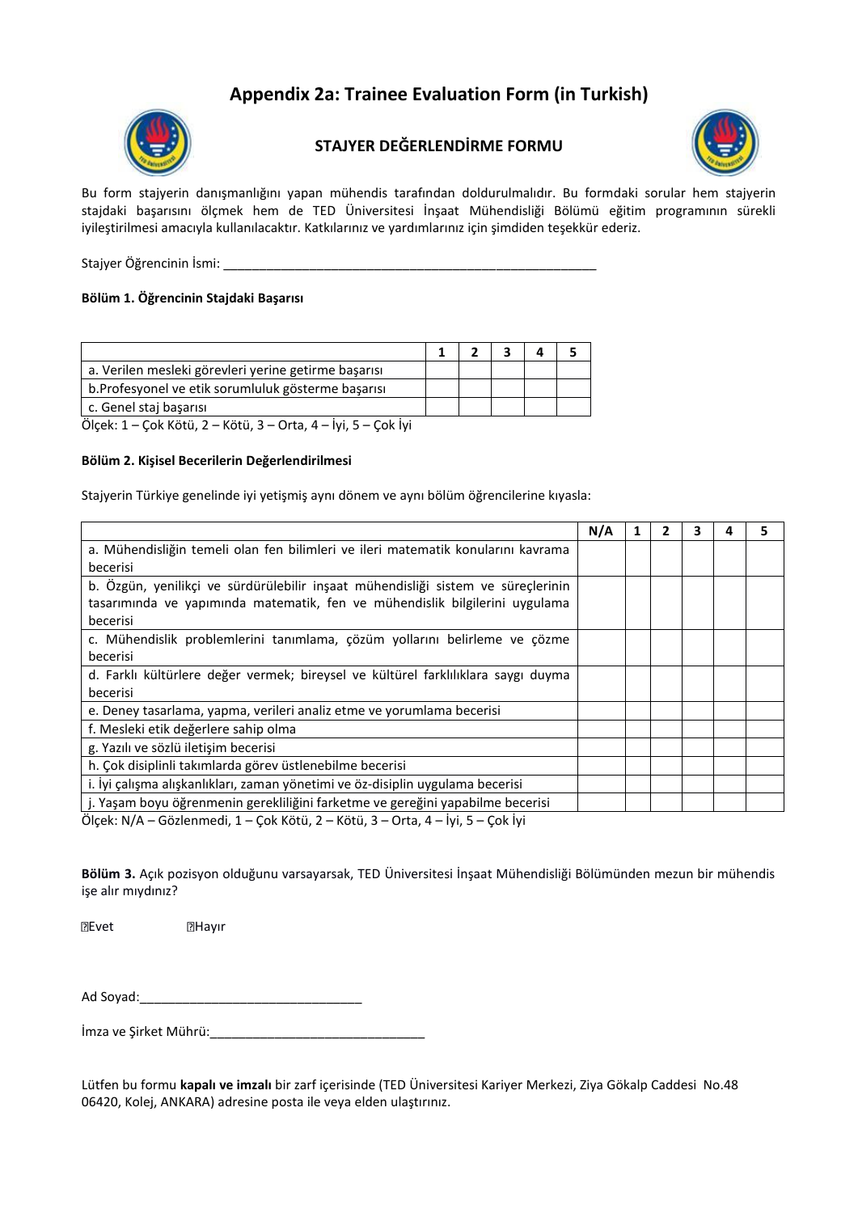# Appendix 2a: Trainee Evaluation Form (in Turkish)

## STAJYER DEĞERLENDİRME FORMU

Bu form stajyerin danışmanlığını yapan mühendis tarafından doldurulmalıdır. Bu formdaki sorular hem stajyerin stajdaki başarısını ölçmek hem de TED Üniversitesi İnşaat Mühendisliği Bölümü eğitim programının sürekli iyileştirilmesi amacıyla kullanılacaktır. Katkılarınız ve yardımlarınız için şimdiden teşekkür ederiz.

Stajyer Öğrencinin İsmi: ______________________________________________________

**Bölüm 1. Öğrencinin Stajdaki Başarısı**

| | 1 | 2 | 3 | 4 | 5 |
|---|---|---|---|---|---|
| a. Verilen mesleki görevleri yerine getirme başarısı | | | | | |
| b.Profesyonel ve etik sorumluluk gösterme başarısı | | | | | |
| c. Genel staj başarısı | | | | | |

Ölçek: 1 – Çok Kötü, 2 – Kötü, 3 – Orta, 4 – İyi, 5 – Çok İyi

**Bölüm 2. Kişisel Becerilerin Değerlendirilmesi**

Stajyerin Türkiye genelinde iyi yetişmiş aynı dönem ve aynı bölüm öğrencilerine kıyasla:

| | N/A | 1 | 2 | 3 | 4 | 5 |
|---|---|---|---|---|---|---|
| a. Mühendisliğin temeli olan fen bilimleri ve ileri matematik konularını kavrama becerisi | | | | | | |
| b. Özgün, yenilikçi ve sürdürülebilir inşaat mühendisliği sistem ve süreçlerinin tasarımında ve yapımında matematik, fen ve mühendislik bilgilerini uygulama becerisi | | | | | | |
| c. Mühendislik problemlerini tanımlama, çözüm yollarını belirleme ve çözme becerisi | | | | | | |
| d. Farklı kültürlere değer vermek; bireysel ve kültürel farklılıklara saygı duyma becerisi | | | | | | |
| e. Deney tasarlama, yapma, verileri analiz etme ve yorumlama becerisi | | | | | | |
| f. Mesleki etik değerlere sahip olma | | | | | | |
| g. Yazılı ve sözlü iletişim becerisi | | | | | | |
| h. Çok disiplinli takımlarda görev üstlenebilme becerisi | | | | | | |
| i. İyi çalışma alışkanlıkları, zaman yönetimi ve öz-disiplin uygulama becerisi | | | | | | |
| j. Yaşam boyu öğrenmenin gerekliliğini farketme ve gereğini yapabilme becerisi | | | | | | |

Ölçek: N/A – Gözlenmedi, 1 – Çok Kötü, 2 – Kötü, 3 – Orta, 4 – İyi, 5 – Çok İyi

**Bölüm 3.** Açık pozisyon olduğunu varsayarsak, TED Üniversitesi İnşaat Mühendisliği Bölümünden mezun bir mühendis işe alır mıydınız?

☐Evet ☐Hayır

Ad Soyad:_______________________________

İmza ve Şirket Mührü:______________________________

Lütfen bu formu **kapalı ve imzalı** bir zarf içerisinde (TED Üniversitesi Kariyer Merkezi, Ziya Gökalp Caddesi No.48 06420, Kolej, ANKARA) adresine posta ile veya elden ulaştırınız.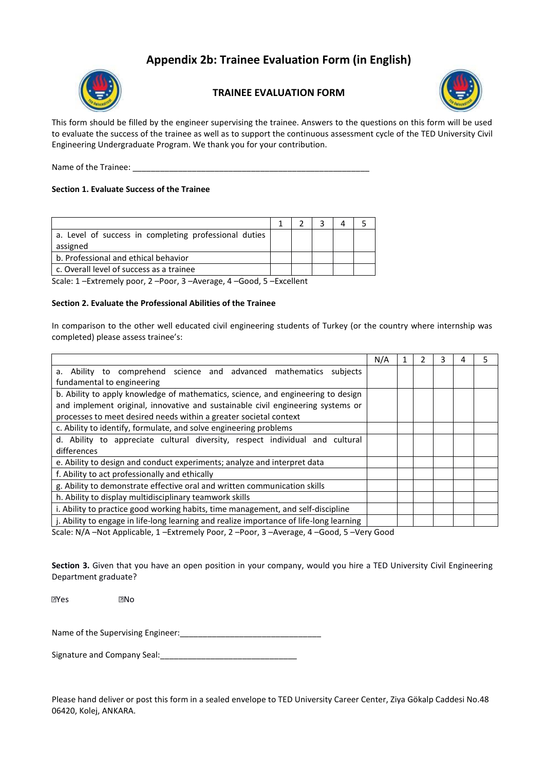# Appendix 2b: Trainee Evaluation Form (in English)

## TRAINEE EVALUATION FORM

This form should be filled by the engineer supervising the trainee. Answers to the questions on this form will be used to evaluate the success of the trainee as well as to support the continuous assessment cycle of the TED University Civil Engineering Undergraduate Program. We thank you for your contribution.

Name of the Trainee: ___________________________________________________

**Section 1. Evaluate Success of the Trainee**

| | 1 | 2 | 3 | 4 | 5 |
|---|---|---|---|---|---|
| a. Level of success in completing professional duties assigned | | | | | |
| b. Professional and ethical behavior | | | | | |
| c. Overall level of success as a trainee | | | | | |

Scale: 1 –Extremely poor, 2 –Poor, 3 –Average, 4 –Good, 5 –Excellent

**Section 2. Evaluate the Professional Abilities of the Trainee**

In comparison to the other well educated civil engineering students of Turkey (or the country where internship was completed) please assess trainee's:

| | N/A | 1 | 2 | 3 | 4 | 5 |
|---|---|---|---|---|---|---|
| a. Ability to comprehend science and advanced mathematics subjects fundamental to engineering | | | | | | |
| b. Ability to apply knowledge of mathematics, science, and engineering to design and implement original, innovative and sustainable civil engineering systems or processes to meet desired needs within a greater societal context | | | | | | |
| c. Ability to identify, formulate, and solve engineering problems | | | | | | |
| d. Ability to appreciate cultural diversity, respect individual and cultural differences | | | | | | |
| e. Ability to design and conduct experiments; analyze and interpret data | | | | | | |
| f. Ability to act professionally and ethically | | | | | | |
| g. Ability to demonstrate effective oral and written communication skills | | | | | | |
| h. Ability to display multidisciplinary teamwork skills | | | | | | |
| i. Ability to practice good working habits, time management, and self-discipline | | | | | | |
| j. Ability to engage in life-long learning and realize importance of life-long learning | | | | | | |

Scale: N/A –Not Applicable, 1 –Extremely Poor, 2 –Poor, 3 –Average, 4 –Good, 5 –Very Good

**Section 3.** Given that you have an open position in your company, would you hire a TED University Civil Engineering Department graduate?

☐Yes ☐No

Name of the Supervising Engineer:_______________________________

Signature and Company Seal:______________________________

Please hand deliver or post this form in a sealed envelope to TED University Career Center, Ziya Gökalp Caddesi No.48 06420, Kolej, ANKARA.